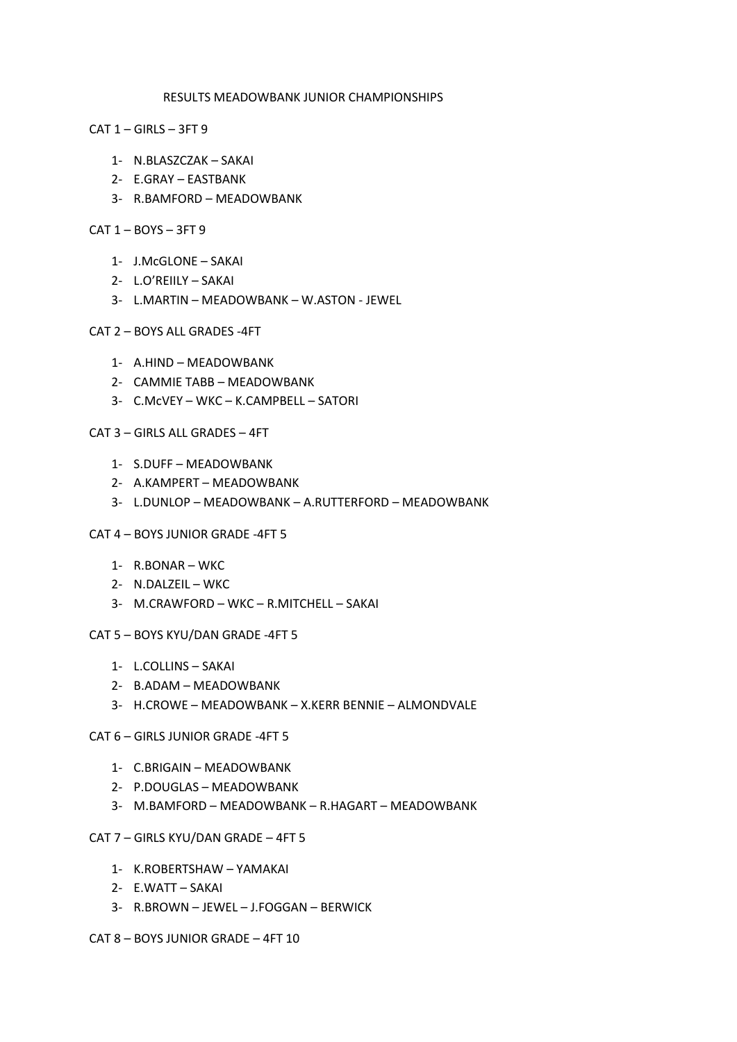# RESULTS MEADOWBANK JUNIOR CHAMPIONSHIPS

CAT 1 – GIRLS – 3FT 9

1- N.BLASZCZAK – SAKAI
2- E.GRAY – EASTBANK
3- R.BAMFORD – MEADOWBANK

CAT 1 – BOYS – 3FT 9

1- J.McGLONE – SAKAI
2- L.O'REIILY – SAKAI
3- L.MARTIN – MEADOWBANK – W.ASTON - JEWEL

CAT 2 – BOYS ALL GRADES -4FT

1- A.HIND – MEADOWBANK
2- CAMMIE TABB – MEADOWBANK
3- C.McVEY – WKC – K.CAMPBELL – SATORI

CAT 3 – GIRLS ALL GRADES – 4FT

1- S.DUFF – MEADOWBANK
2- A.KAMPERT – MEADOWBANK
3- L.DUNLOP – MEADOWBANK – A.RUTTERFORD – MEADOWBANK

CAT 4 – BOYS JUNIOR GRADE -4FT 5

1- R.BONAR – WKC
2- N.DALZEIL – WKC
3- M.CRAWFORD – WKC – R.MITCHELL – SAKAI

CAT 5 – BOYS KYU/DAN GRADE -4FT 5

1- L.COLLINS – SAKAI
2- B.ADAM – MEADOWBANK
3- H.CROWE – MEADOWBANK – X.KERR BENNIE – ALMONDVALE

CAT 6 – GIRLS JUNIOR GRADE -4FT 5

1- C.BRIGAIN – MEADOWBANK
2- P.DOUGLAS – MEADOWBANK
3- M.BAMFORD – MEADOWBANK – R.HAGART – MEADOWBANK

CAT 7 – GIRLS KYU/DAN GRADE – 4FT 5

1- K.ROBERTSHAW – YAMAKAI
2- E.WATT – SAKAI
3- R.BROWN – JEWEL – J.FOGGAN – BERWICK

CAT 8 – BOYS JUNIOR GRADE – 4FT 10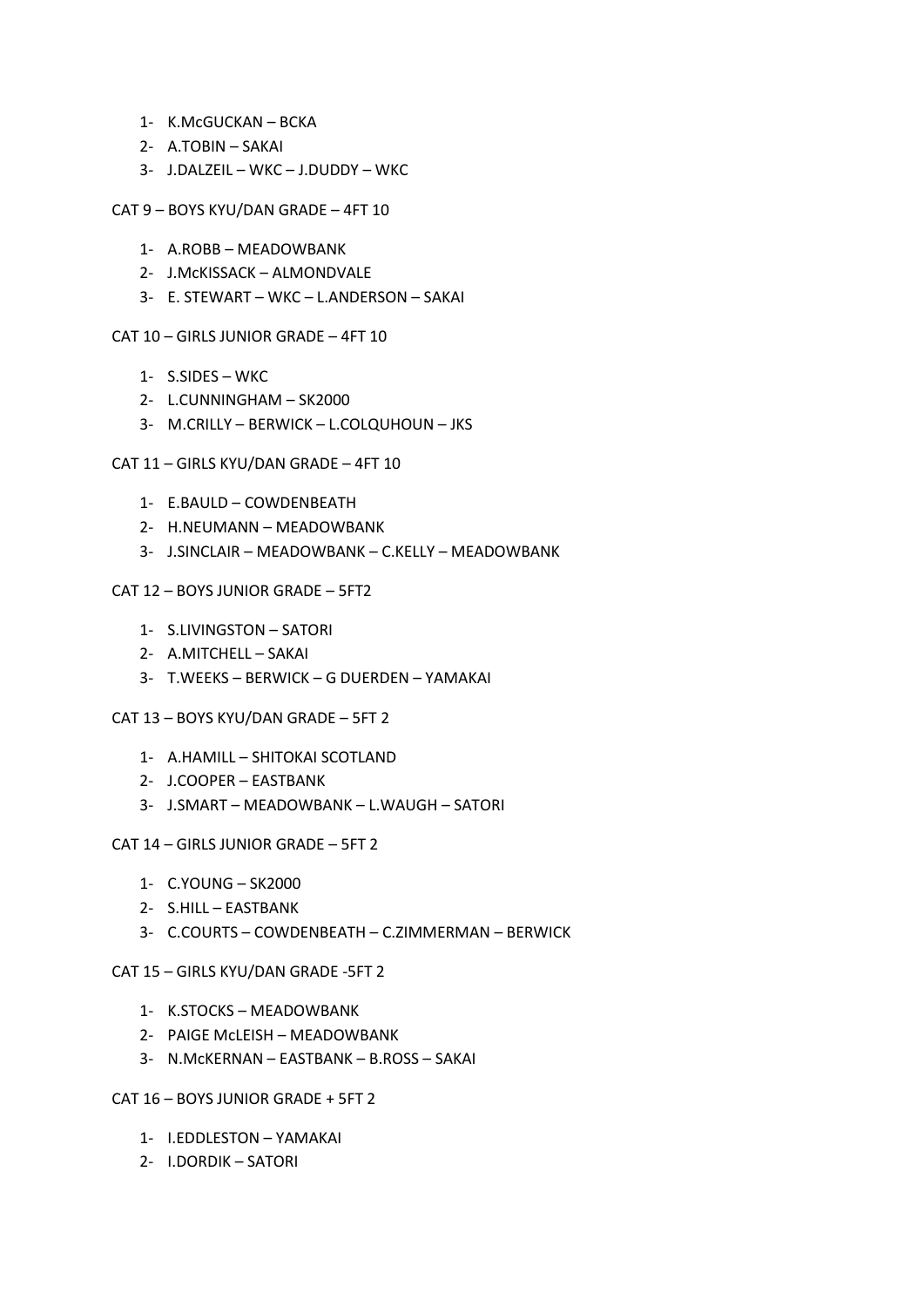1- K.McGUCKAN – BCKA
2- A.TOBIN – SAKAI
3- J.DALZEIL – WKC – J.DUDDY – WKC

CAT 9 – BOYS KYU/DAN GRADE – 4FT 10

1- A.ROBB – MEADOWBANK
2- J.McKISSACK – ALMONDVALE
3- E. STEWART – WKC – L.ANDERSON – SAKAI

CAT 10 – GIRLS JUNIOR GRADE – 4FT 10

1- S.SIDES – WKC
2- L.CUNNINGHAM – SK2000
3- M.CRILLY – BERWICK – L.COLQUHOUN – JKS

CAT 11 – GIRLS KYU/DAN GRADE – 4FT 10

1- E.BAULD – COWDENBEATH
2- H.NEUMANN – MEADOWBANK
3- J.SINCLAIR – MEADOWBANK – C.KELLY – MEADOWBANK

CAT 12 – BOYS JUNIOR GRADE – 5FT2

1- S.LIVINGSTON – SATORI
2- A.MITCHELL – SAKAI
3- T.WEEKS – BERWICK – G DUERDEN – YAMAKAI

CAT 13 – BOYS KYU/DAN GRADE – 5FT 2

1- A.HAMILL – SHITOKAI SCOTLAND
2- J.COOPER – EASTBANK
3- J.SMART – MEADOWBANK – L.WAUGH – SATORI

CAT 14 – GIRLS JUNIOR GRADE – 5FT 2

1- C.YOUNG – SK2000
2- S.HILL – EASTBANK
3- C.COURTS – COWDENBEATH – C.ZIMMERMAN – BERWICK

CAT 15 – GIRLS KYU/DAN GRADE -5FT 2

1- K.STOCKS – MEADOWBANK
2- PAIGE McLEISH – MEADOWBANK
3- N.McKERNAN – EASTBANK – B.ROSS – SAKAI

CAT 16 – BOYS JUNIOR GRADE + 5FT 2

1- I.EDDLESTON – YAMAKAI
2- I.DORDIK – SATORI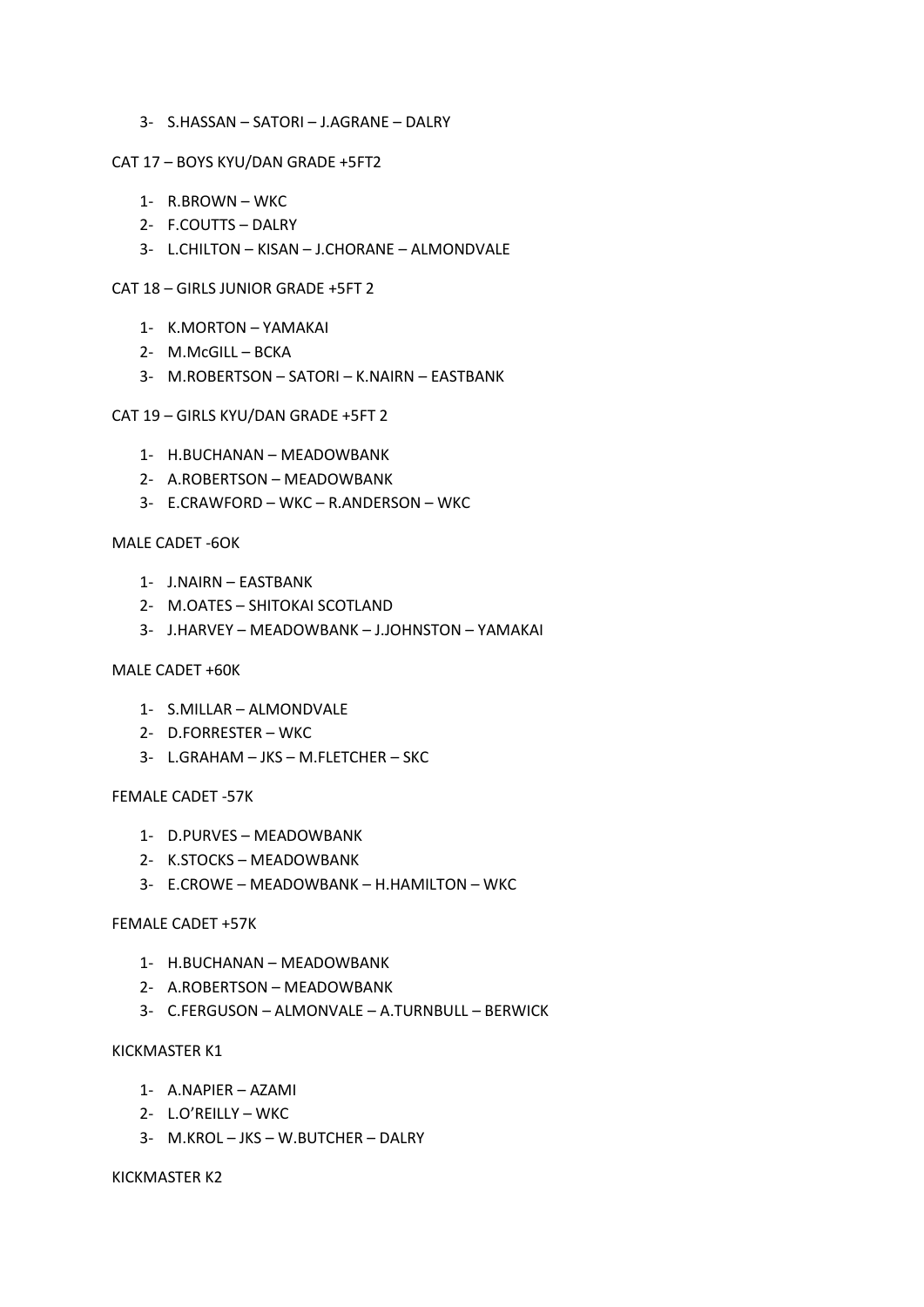3- S.HASSAN – SATORI – J.AGRANE – DALRY

CAT 17 – BOYS KYU/DAN GRADE +5FT2

1- R.BROWN – WKC
2- F.COUTTS – DALRY
3- L.CHILTON – KISAN – J.CHORANE – ALMONDVALE

CAT 18 – GIRLS JUNIOR GRADE +5FT 2

1- K.MORTON – YAMAKAI
2- M.McGILL – BCKA
3- M.ROBERTSON – SATORI – K.NAIRN – EASTBANK

CAT 19 – GIRLS KYU/DAN GRADE +5FT 2

1- H.BUCHANAN – MEADOWBANK
2- A.ROBERTSON – MEADOWBANK
3- E.CRAWFORD – WKC – R.ANDERSON – WKC

MALE CADET -6OK

1- J.NAIRN – EASTBANK
2- M.OATES – SHITOKAI SCOTLAND
3- J.HARVEY – MEADOWBANK – J.JOHNSTON – YAMAKAI

MALE CADET +60K

1- S.MILLAR – ALMONDVALE
2- D.FORRESTER – WKC
3- L.GRAHAM – JKS – M.FLETCHER – SKC

FEMALE CADET -57K

1- D.PURVES – MEADOWBANK
2- K.STOCKS – MEADOWBANK
3- E.CROWE – MEADOWBANK – H.HAMILTON – WKC

FEMALE CADET +57K

1- H.BUCHANAN – MEADOWBANK
2- A.ROBERTSON – MEADOWBANK
3- C.FERGUSON – ALMONVALE – A.TURNBULL – BERWICK

KICKMASTER K1

1- A.NAPIER – AZAMI
2- L.O'REILLY – WKC
3- M.KROL – JKS – W.BUTCHER – DALRY

KICKMASTER K2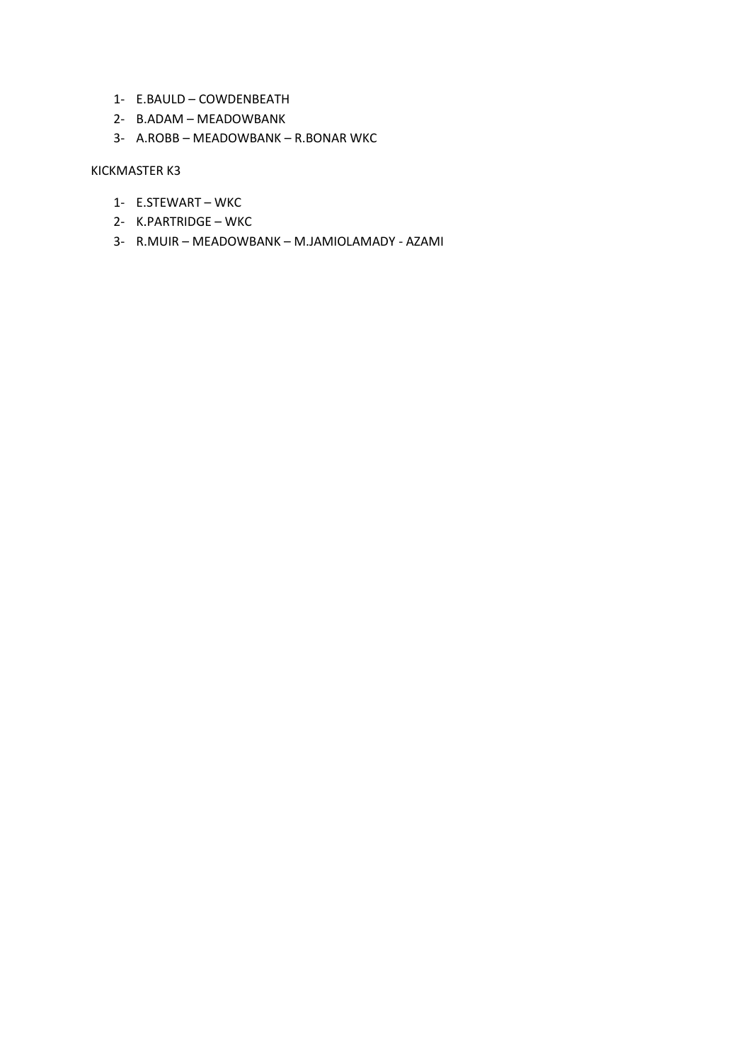1- E.BAULD – COWDENBEATH
2- B.ADAM – MEADOWBANK
3- A.ROBB – MEADOWBANK – R.BONAR WKC

KICKMASTER K3

1- E.STEWART – WKC
2- K.PARTRIDGE – WKC
3- R.MUIR – MEADOWBANK – M.JAMIOLAMADY - AZAMI